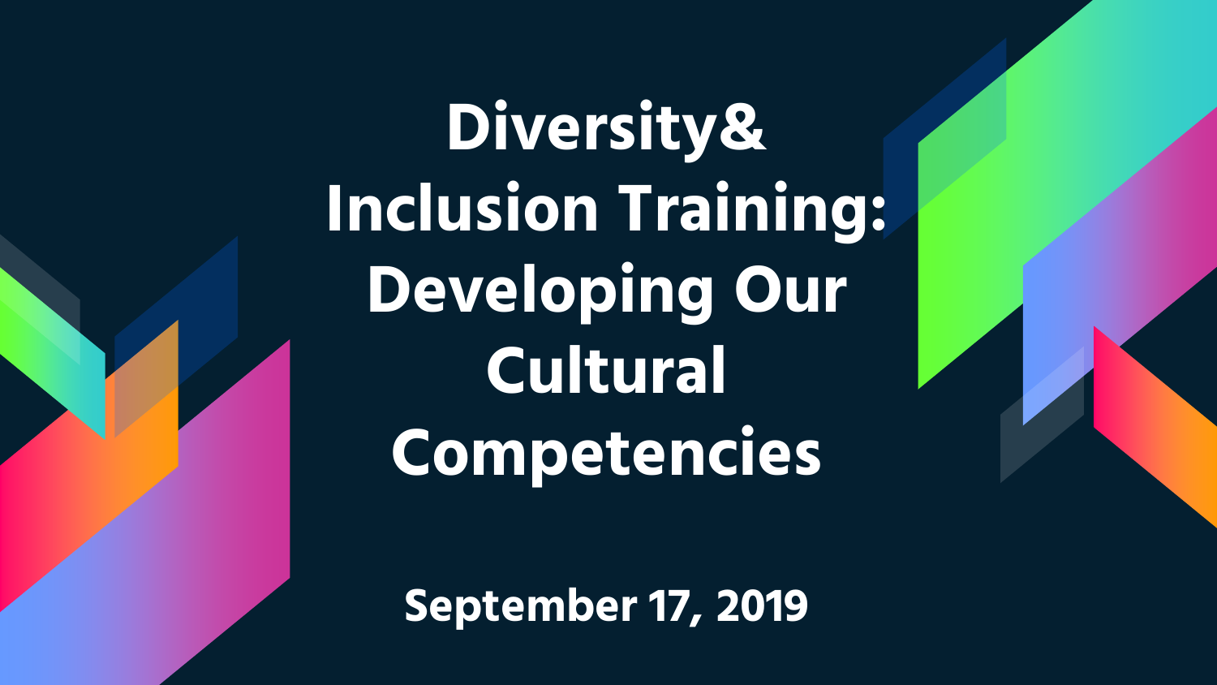# Diversity& Inclusion Training: Developing Our Cultural Competencies

**September 17, 2019**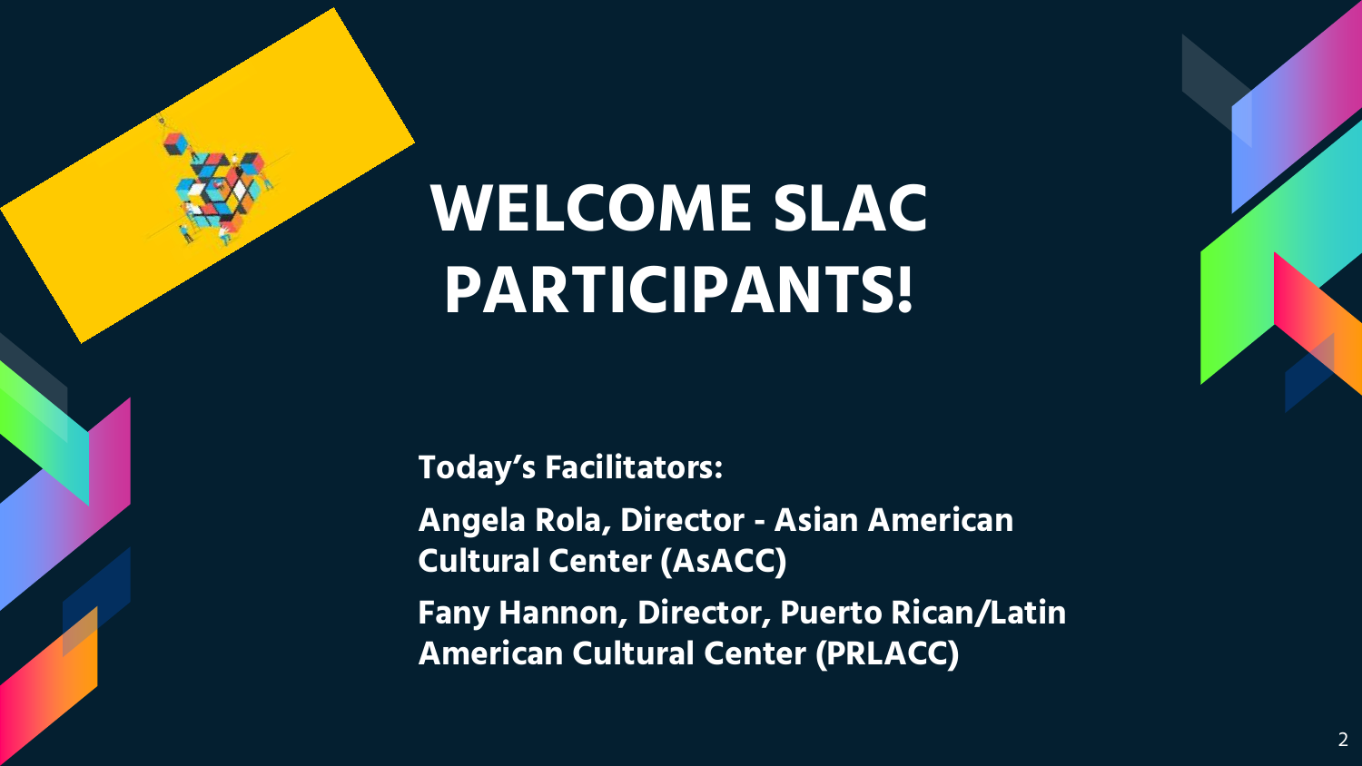# WELCOME SLAC PARTICIPANTS!

**Today's Facilitators:**

**Angela Rola, Director - Asian American Cultural Center (AsACC)**

**Fany Hannon, Director, Puerto Rican/Latin American Cultural Center (PRLACC)**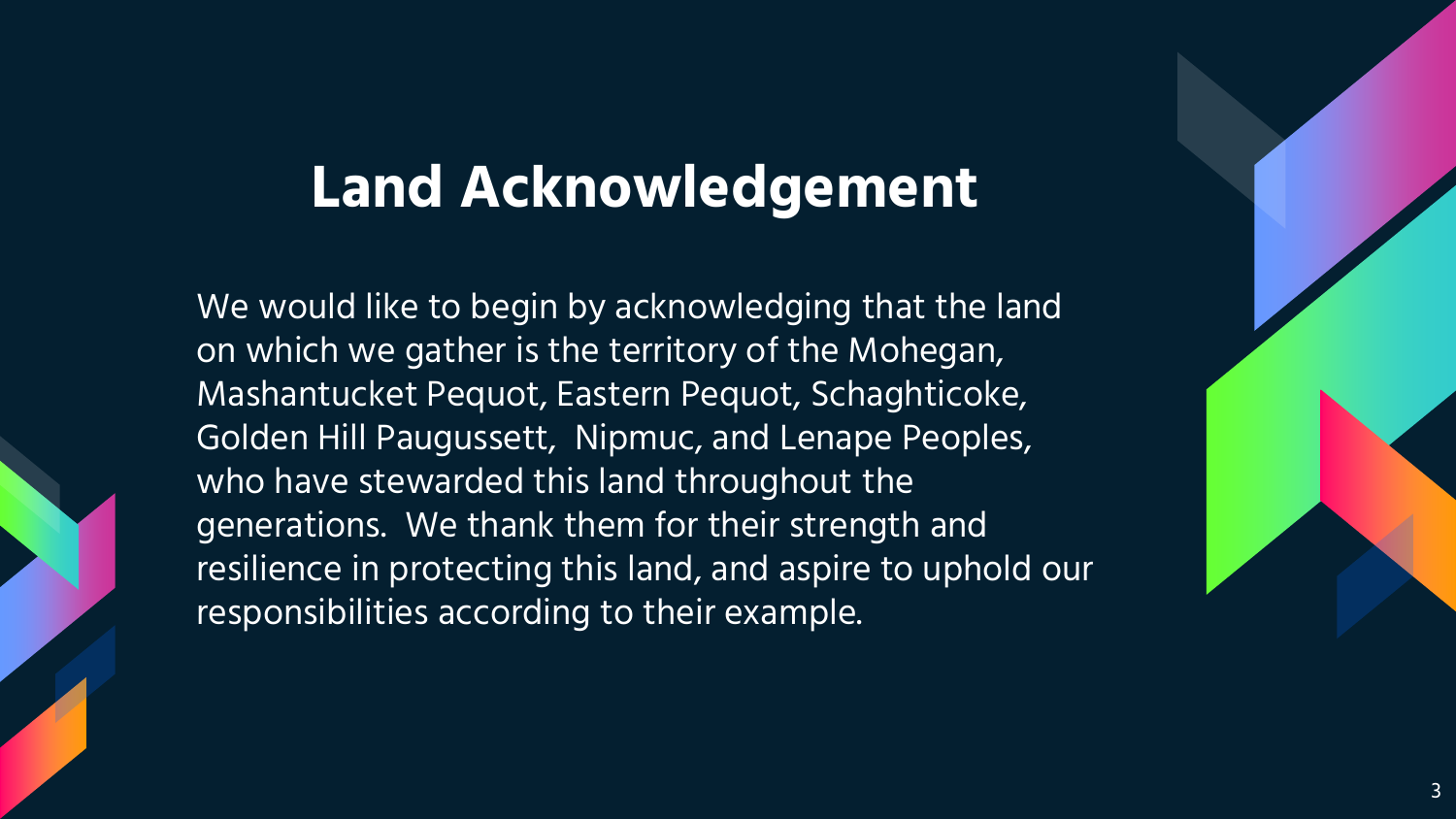# Land Acknowledgement

We would like to begin by acknowledging that the land on which we gather is the territory of the Mohegan, Mashantucket Pequot, Eastern Pequot, Schaghticoke, Golden Hill Paugussett, Nipmuc, and Lenape Peoples, who have stewarded this land throughout the generations. We thank them for their strength and resilience in protecting this land, and aspire to uphold our responsibilities according to their example.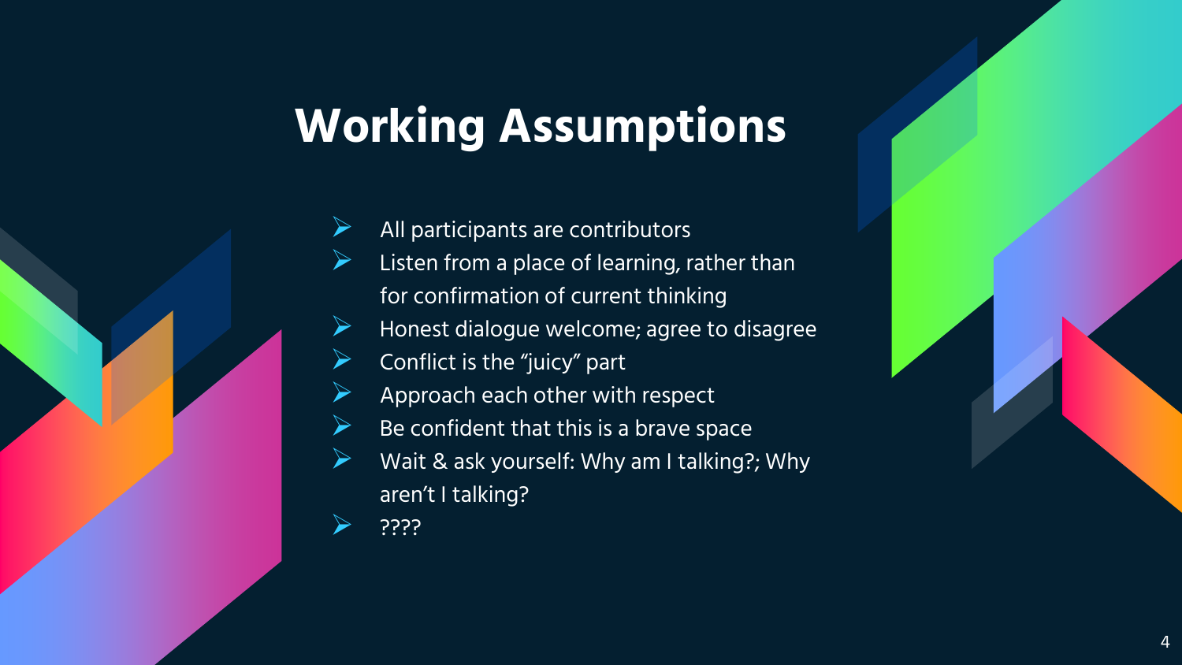# Working Assumptions

- All participants are contributors
- Listen from a place of learning, rather than for confirmation of current thinking
- Honest dialogue welcome; agree to disagree
- Conflict is the "juicy" part
- Approach each other with respect
- Be confident that this is a brave space
- Wait & ask yourself: Why am I talking?; Why aren't I talking?
- ????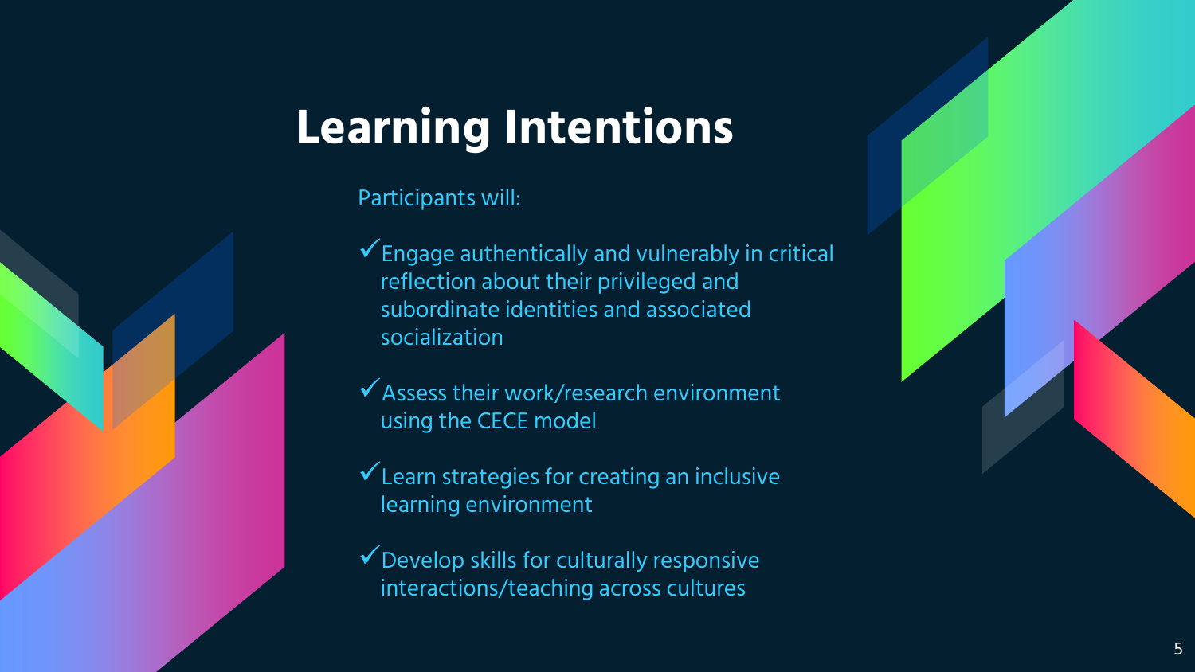# Learning Intentions

Participants will:

- ✓ Engage authentically and vulnerably in critical reflection about their privileged and subordinate identities and associated socialization
- ✓ Assess their work/research environment using the CECE model
- ✓ Learn strategies for creating an inclusive learning environment
- ✓ Develop skills for culturally responsive interactions/teaching across cultures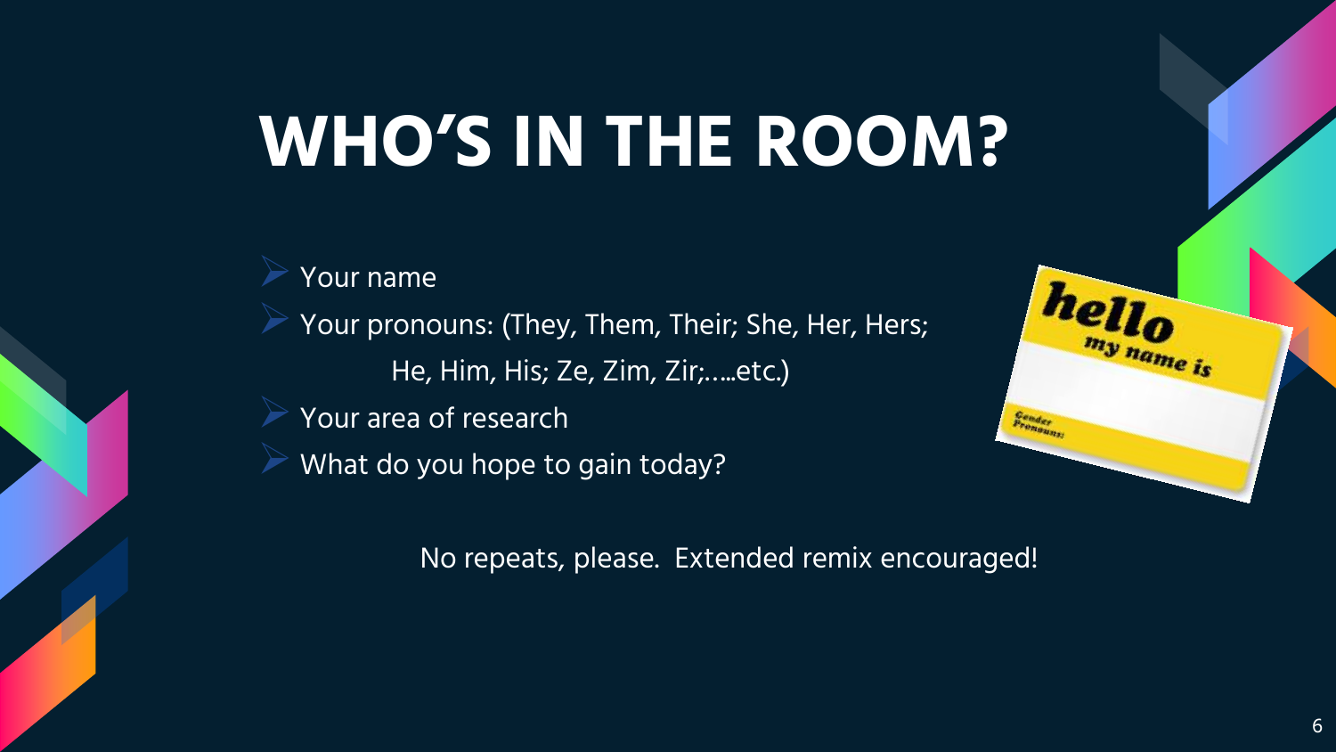# WHO'S IN THE ROOM?

- Your name
- Your pronouns: (They, Them, Their; She, Her, Hers; He, Him, His; Ze, Zim, Zir;…..etc.)
- Your area of research
- What do you hope to gain today?

No repeats, please. Extended remix encouraged!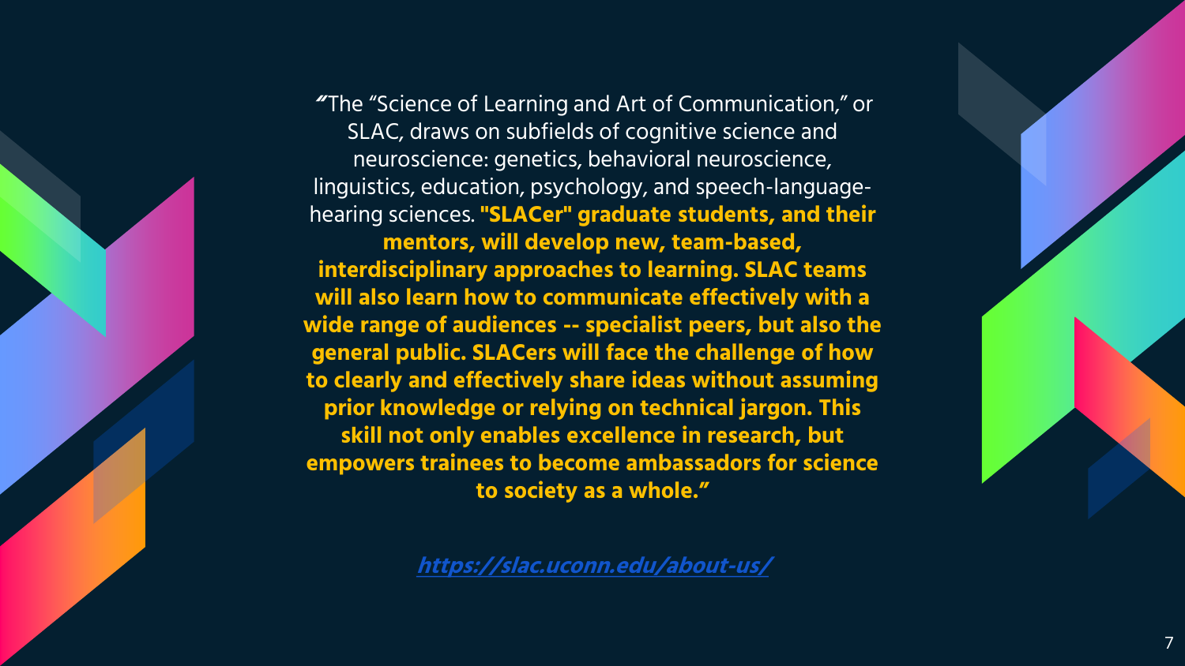"The "Science of Learning and Art of Communication," or SLAC, draws on subfields of cognitive science and neuroscience: genetics, behavioral neuroscience, linguistics, education, psychology, and speech-language-hearing sciences. **"SLACer" graduate students, and their mentors, will develop new, team-based, interdisciplinary approaches to learning. SLAC teams will also learn how to communicate effectively with a wide range of audiences -- specialist peers, but also the general public. SLACers will face the challenge of how to clearly and effectively share ideas without assuming prior knowledge or relying on technical jargon. This skill not only enables excellence in research, but empowers trainees to become ambassadors for science to society as a whole."**

[https://slac.uconn.edu/about-us/](https://slac.uconn.edu/about-us/)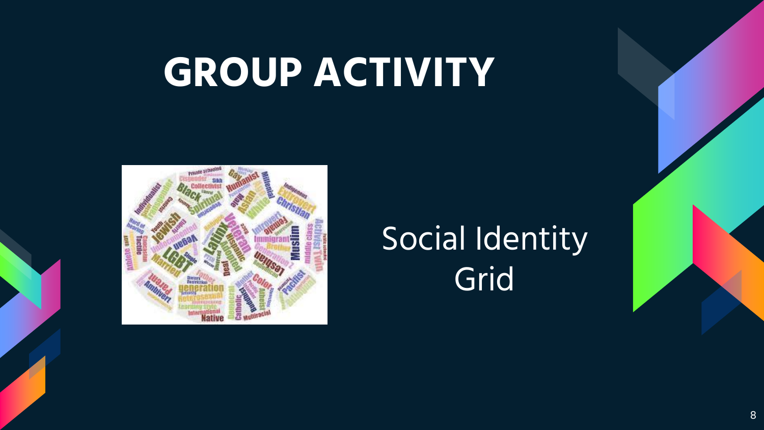# GROUP ACTIVITY

Social Identity Grid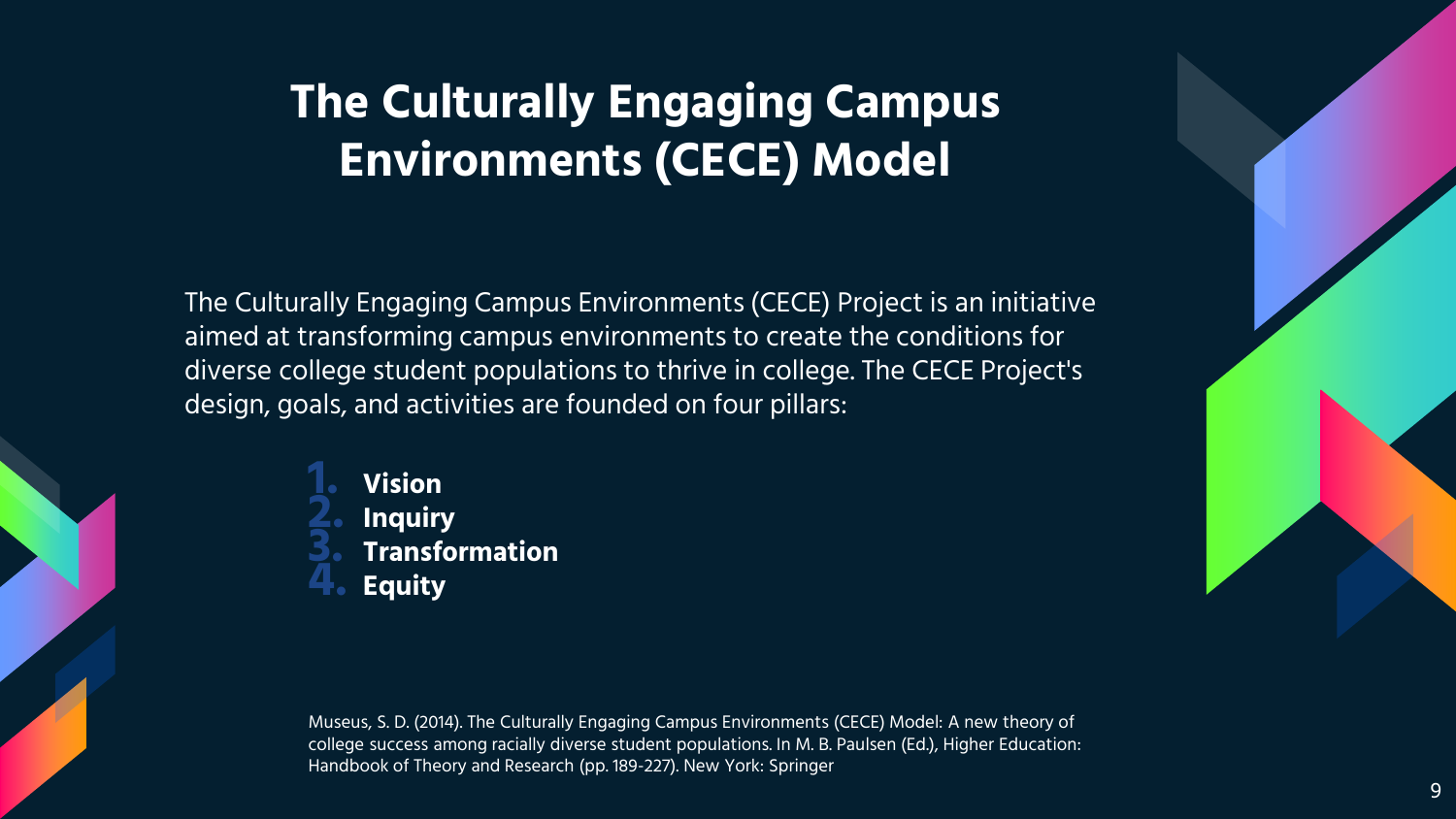# The Culturally Engaging Campus Environments (CECE) Model

The Culturally Engaging Campus Environments (CECE) Project is an initiative aimed at transforming campus environments to create the conditions for diverse college student populations to thrive in college. The CECE Project's design, goals, and activities are founded on four pillars:

1. **Vision**
2. **Inquiry**
3. **Transformation**
4. **Equity**

Museus, S. D. (2014). The Culturally Engaging Campus Environments (CECE) Model: A new theory of college success among racially diverse student populations. In M. B. Paulsen (Ed.), Higher Education: Handbook of Theory and Research (pp. 189-227). New York: Springer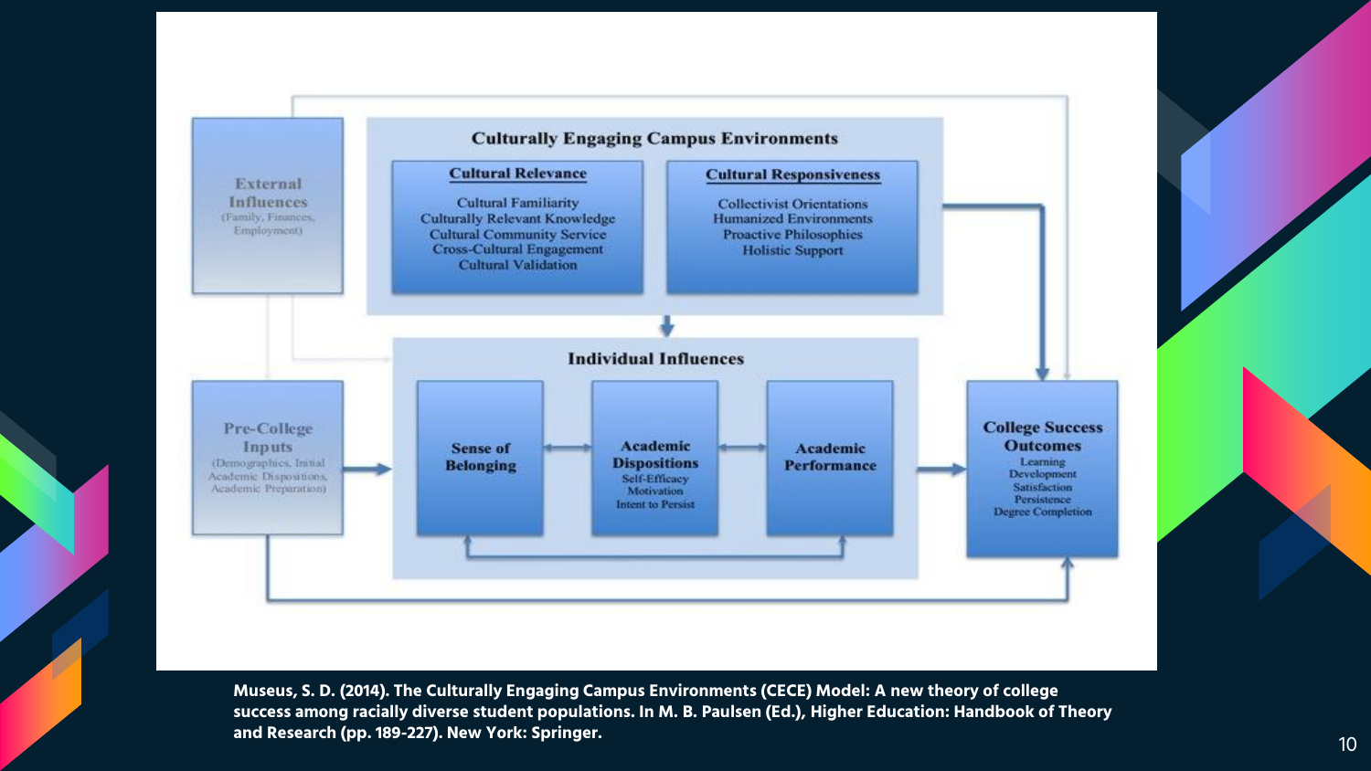Culturally Engaging Campus Environments

Cultural Relevance

Cultural Familiarity
Culturally Relevant Knowledge
Cultural Community Service
Cross-Cultural Engagement
Cultural Validation

Cultural Responsiveness

Collectivist Orientations
Humanized Environments
Proactive Philosophies
Holistic Support

External Influences
(Family, Finances, Employment)

Pre-College Inputs
(Demographics, Initial Academic Dispositions, Academic Preparation)

Individual Influences

Sense of Belonging

Academic Dispositions
Self-Efficacy
Motivation
Intent to Persist

Academic Performance

College Success Outcomes
Learning
Development
Satisfaction
Persistence
Degree Completion

**Museus, S. D. (2014). The Culturally Engaging Campus Environments (CECE) Model: A new theory of college success among racially diverse student populations. In M. B. Paulsen (Ed.), Higher Education: Handbook of Theory and Research (pp. 189-227). New York: Springer.**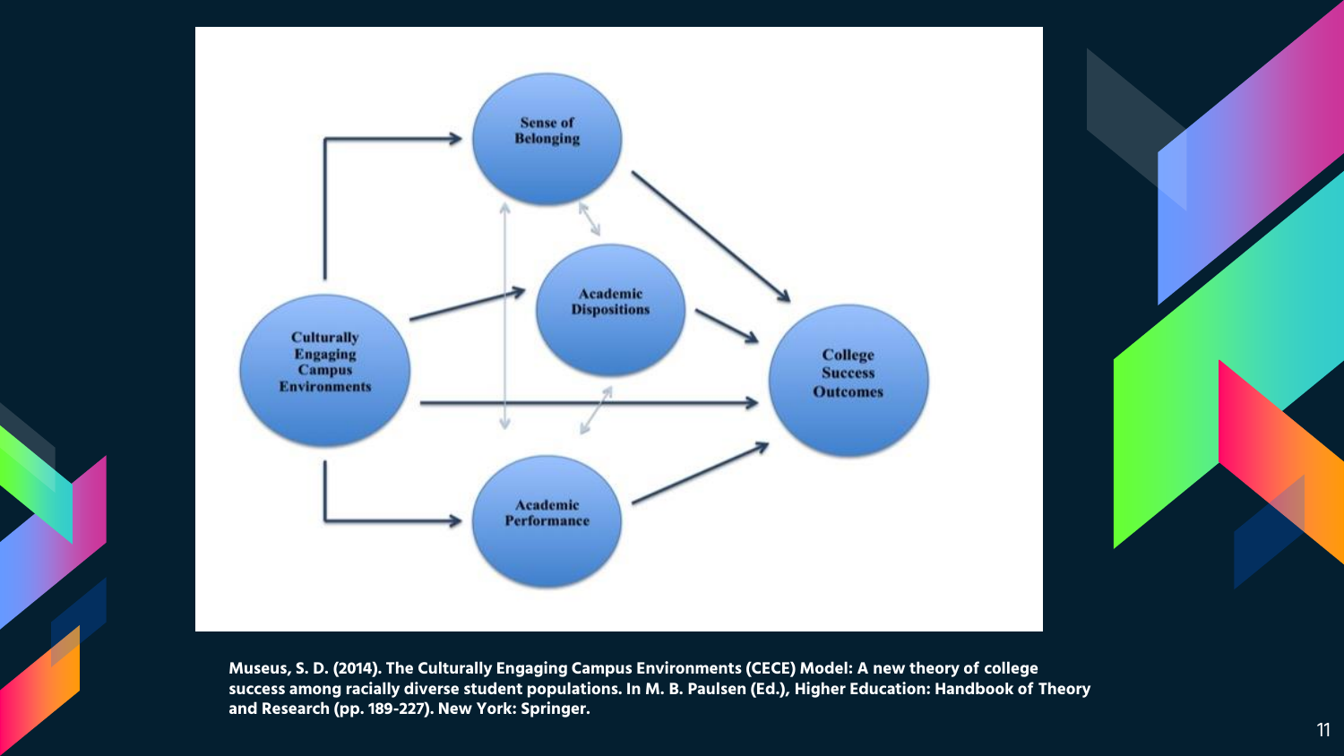Sense of Belonging

Academic Dispositions

Culturally Engaging Campus Environments

College Success Outcomes

Academic Performance

**Museus, S. D. (2014). The Culturally Engaging Campus Environments (CECE) Model: A new theory of college success among racially diverse student populations. In M. B. Paulsen (Ed.), Higher Education: Handbook of Theory and Research (pp. 189-227). New York: Springer.**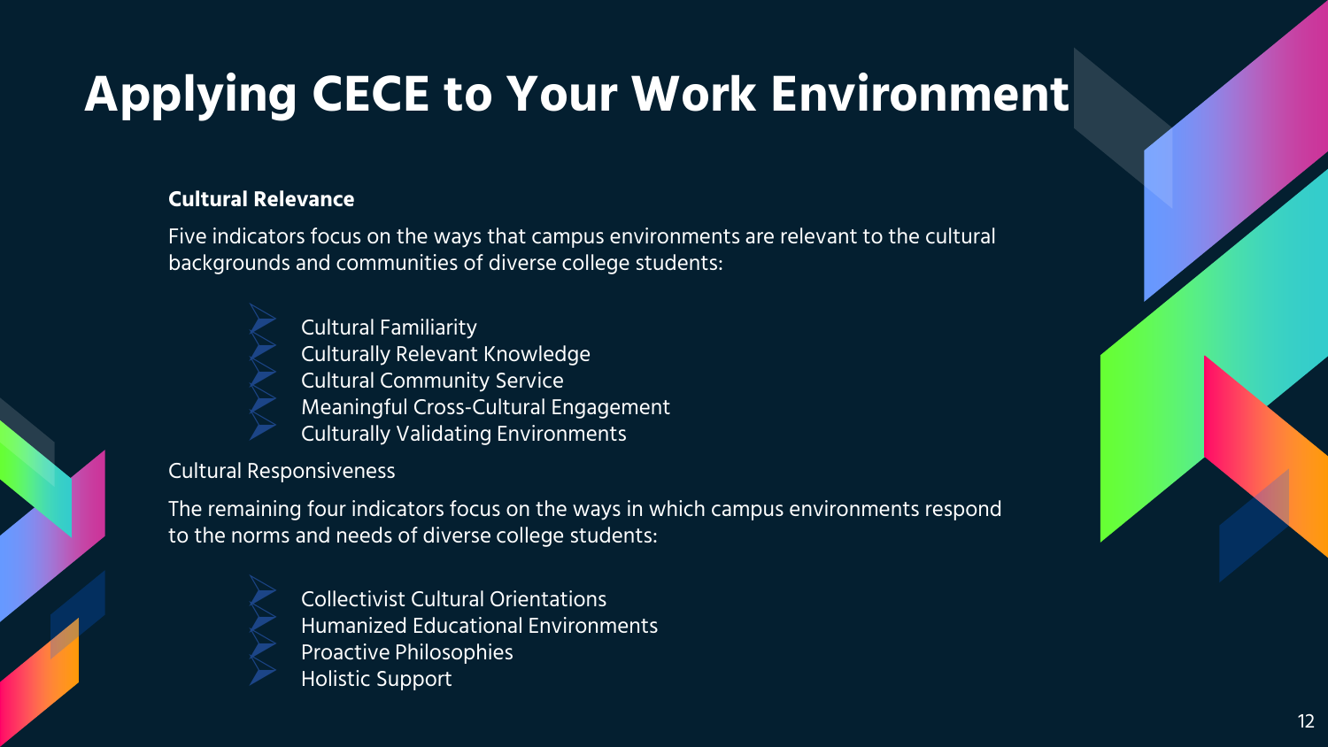# Applying CECE to Your Work Environment

**Cultural Relevance**

Five indicators focus on the ways that campus environments are relevant to the cultural backgrounds and communities of diverse college students:

- Cultural Familiarity
- Culturally Relevant Knowledge
- Cultural Community Service
- Meaningful Cross-Cultural Engagement
- Culturally Validating Environments

Cultural Responsiveness

The remaining four indicators focus on the ways in which campus environments respond to the norms and needs of diverse college students:

- Collectivist Cultural Orientations
- Humanized Educational Environments
- Proactive Philosophies
- Holistic Support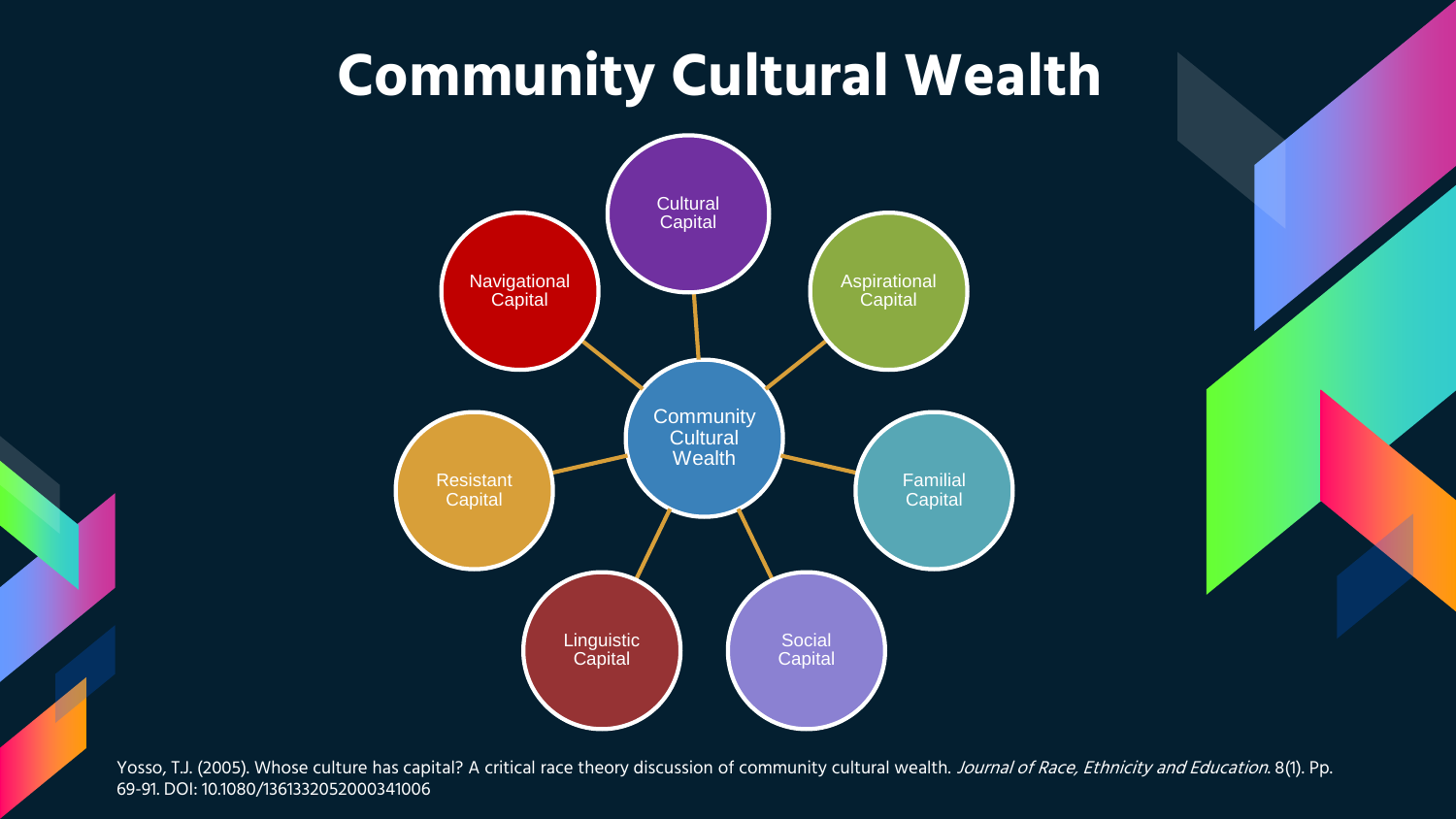# Community Cultural Wealth

Community Cultural Wealth

Cultural Capital

Aspirational Capital

Familial Capital

Social Capital

Linguistic Capital

Resistant Capital

Navigational Capital

Yosso, T.J. (2005). Whose culture has capital? A critical race theory discussion of community cultural wealth. *Journal of Race, Ethnicity and Education*. 8(1). Pp. 69-91. DOI: 10.1080/1361332052000341006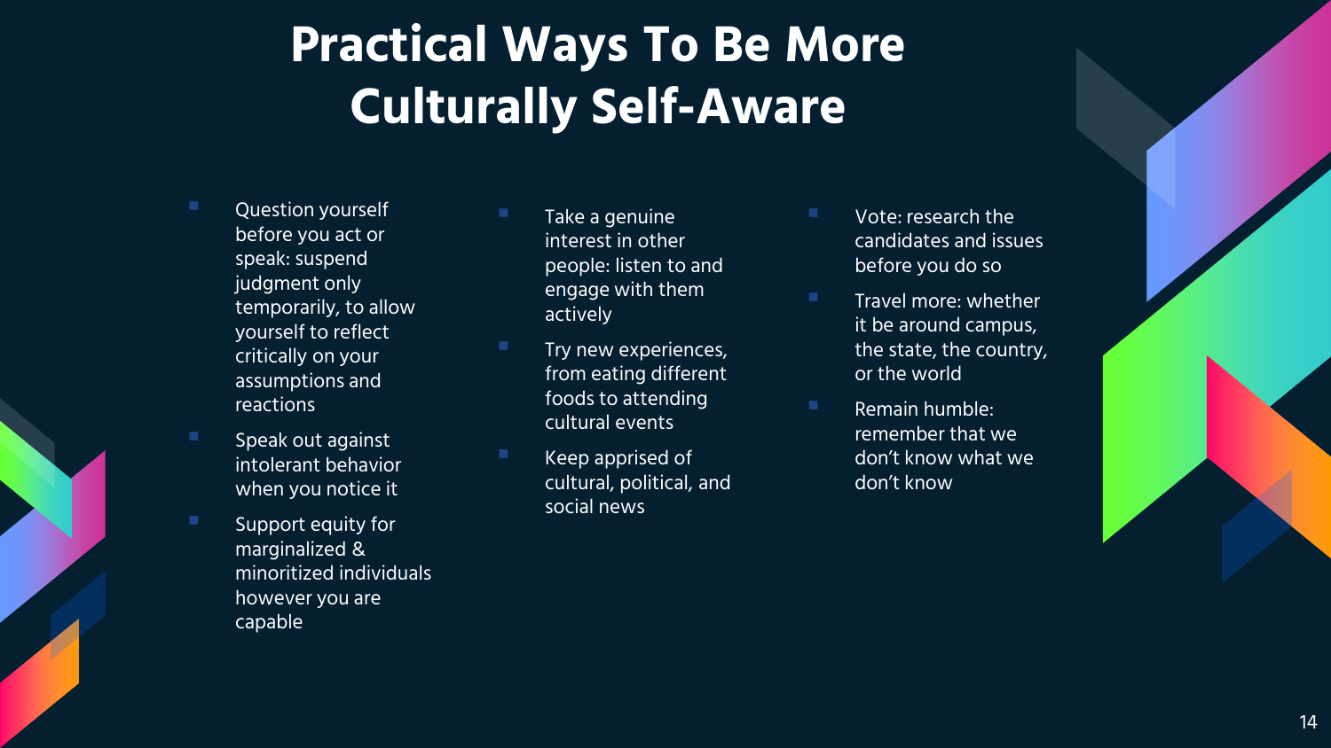# Practical Ways To Be More Culturally Self-Aware

- Question yourself before you act or speak: suspend judgment only temporarily, to allow yourself to reflect critically on your assumptions and reactions
- Speak out against intolerant behavior when you notice it
- Support equity for marginalized & minoritized individuals however you are capable
- Take a genuine interest in other people: listen to and engage with them actively
- Try new experiences, from eating different foods to attending cultural events
- Keep apprised of cultural, political, and social news
- Vote: research the candidates and issues before you do so
- Travel more: whether it be around campus, the state, the country, or the world
- Remain humble: remember that we don't know what we don't know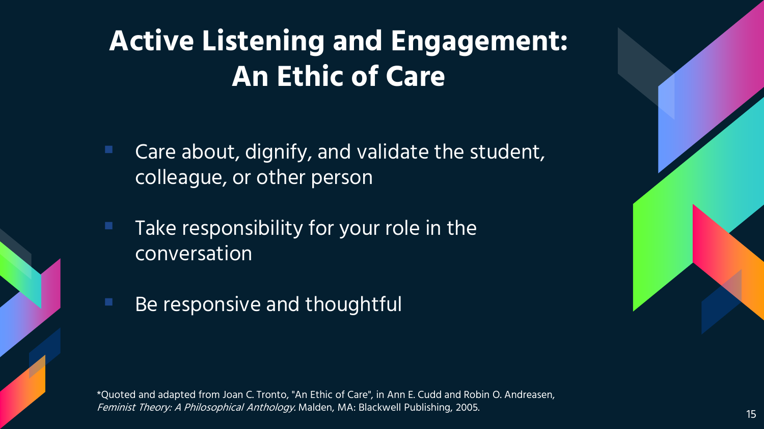# Active Listening and Engagement: An Ethic of Care

- Care about, dignify, and validate the student, colleague, or other person
- Take responsibility for your role in the conversation
- Be responsive and thoughtful

*Quoted and adapted from Joan C. Tronto, "An Ethic of Care", in Ann E. Cudd and Robin O. Andreasen, *Feminist Theory: A Philosophical Anthology.* Malden, MA: Blackwell Publishing, 2005.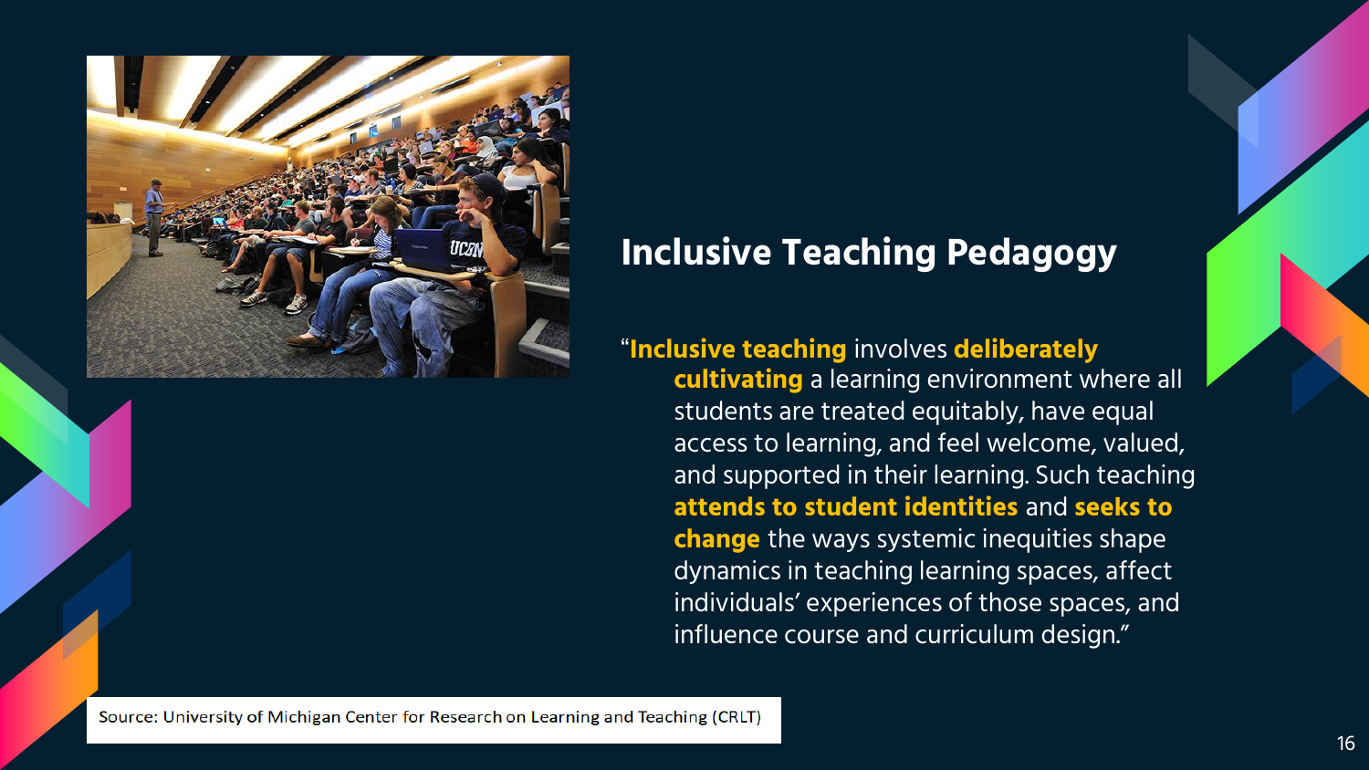## Inclusive Teaching Pedagogy

"**Inclusive teaching** involves **deliberately cultivating** a learning environment where all students are treated equitably, have equal access to learning, and feel welcome, valued, and supported in their learning. Such teaching **attends to student identities** and **seeks to change** the ways systemic inequities shape dynamics in teaching learning spaces, affect individuals' experiences of those spaces, and influence course and curriculum design."

Source: University of Michigan Center for Research on Learning and Teaching (CRLT)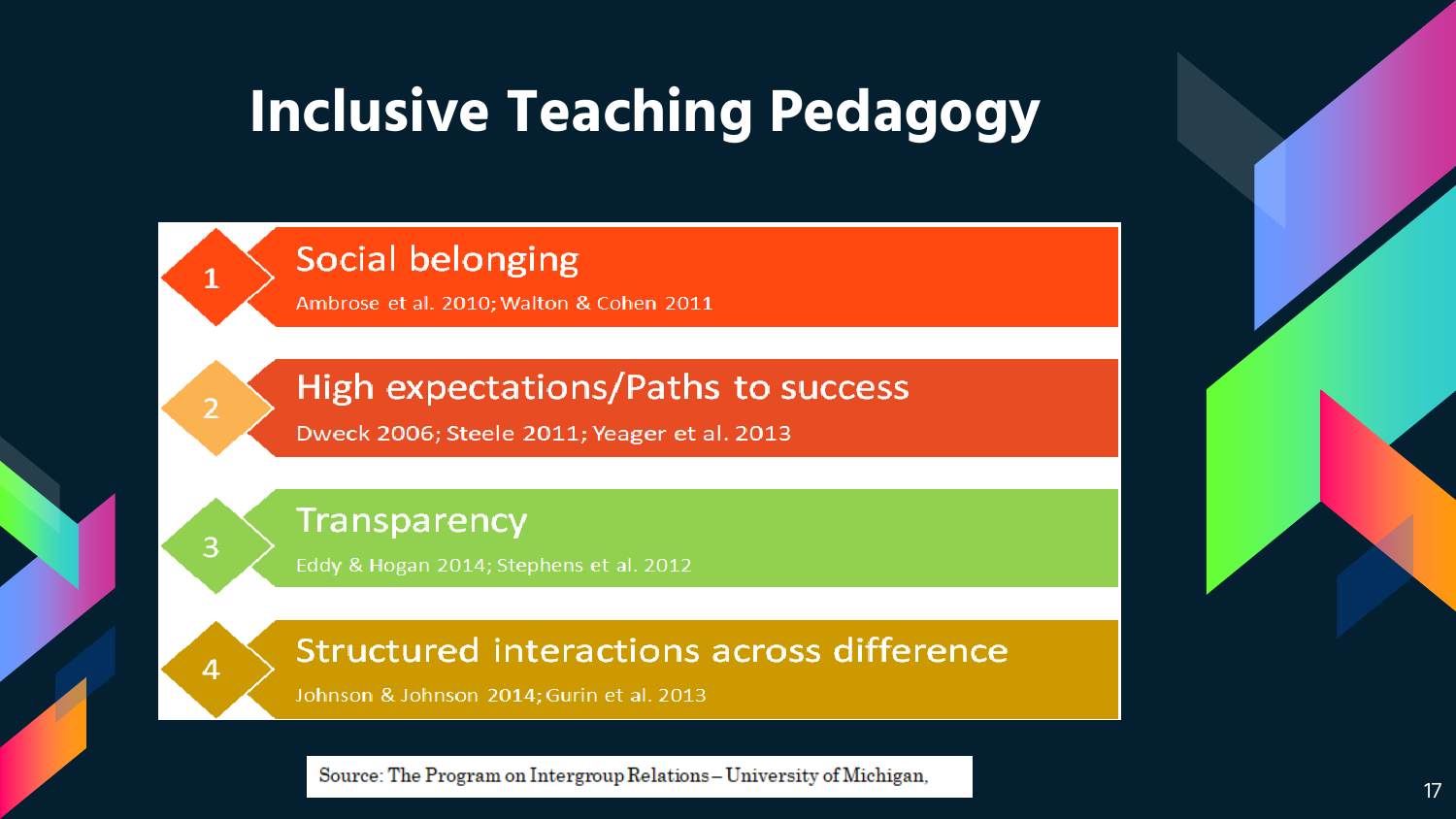# Inclusive Teaching Pedagogy

1. **Social belonging**
   Ambrose et al. 2010; Walton & Cohen 2011

2. **High expectations/Paths to success**
   Dweck 2006; Steele 2011; Yeager et al. 2013

3. **Transparency**
   Eddy & Hogan 2014; Stephens et al. 2012

4. **Structured interactions across difference**
   Johnson & Johnson 2014; Gurin et al. 2013

Source: The Program on Intergroup Relations – University of Michigan,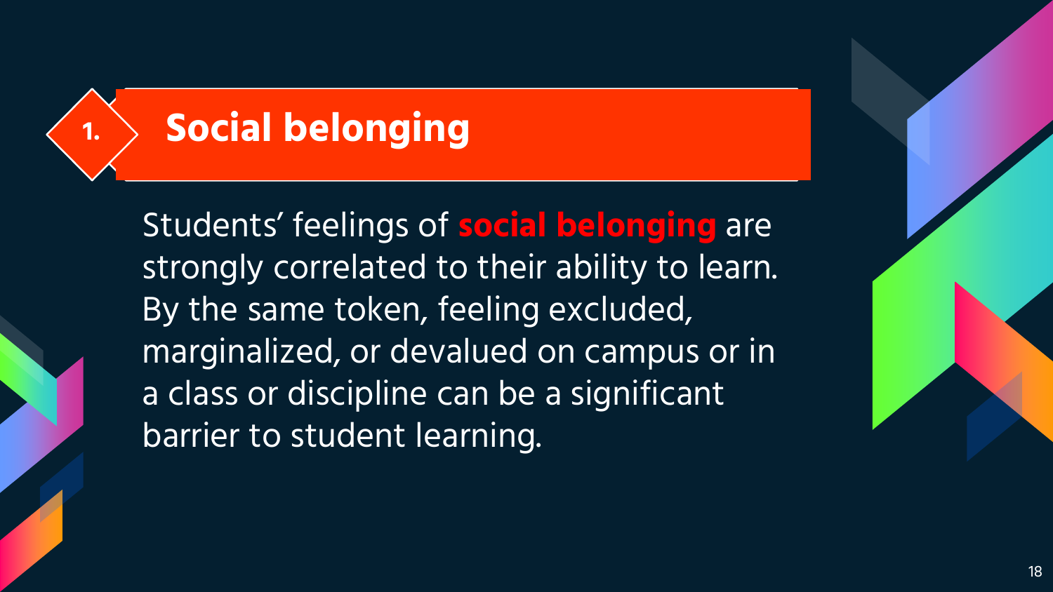## 1. Social belonging

Students' feelings of **social belonging** are strongly correlated to their ability to learn. By the same token, feeling excluded, marginalized, or devalued on campus or in a class or discipline can be a significant barrier to student learning.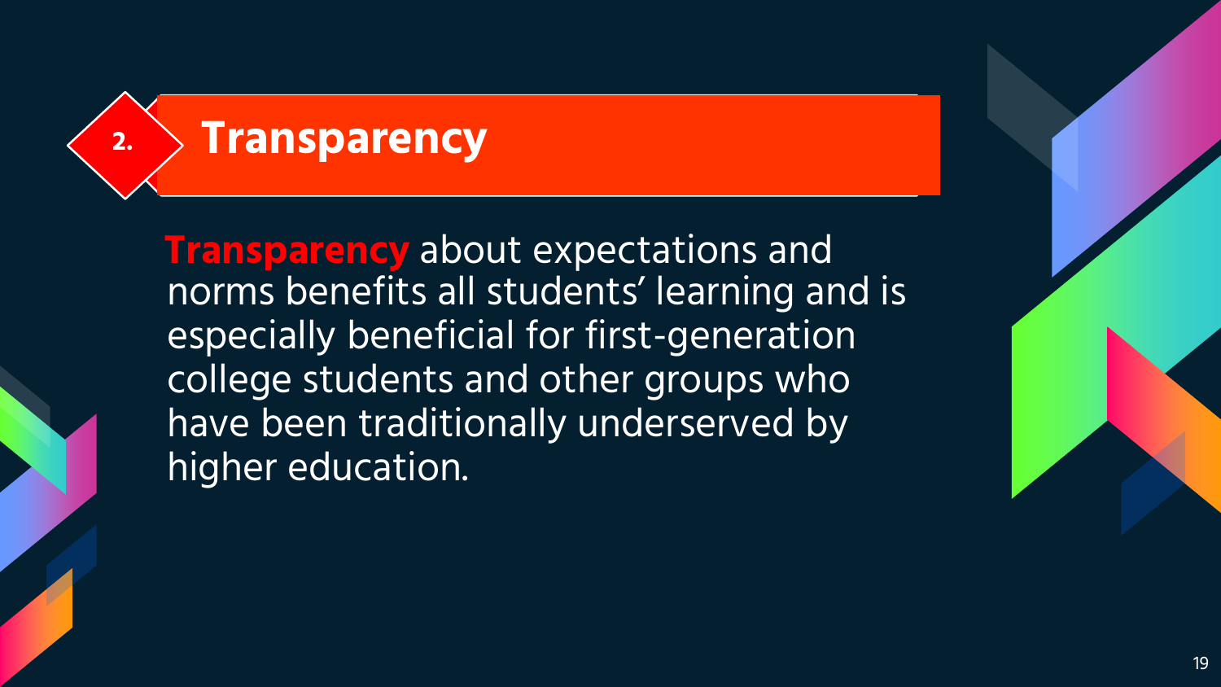## 2. Transparency

**Transparency** about expectations and norms benefits all students' learning and is especially beneficial for first-generation college students and other groups who have been traditionally underserved by higher education.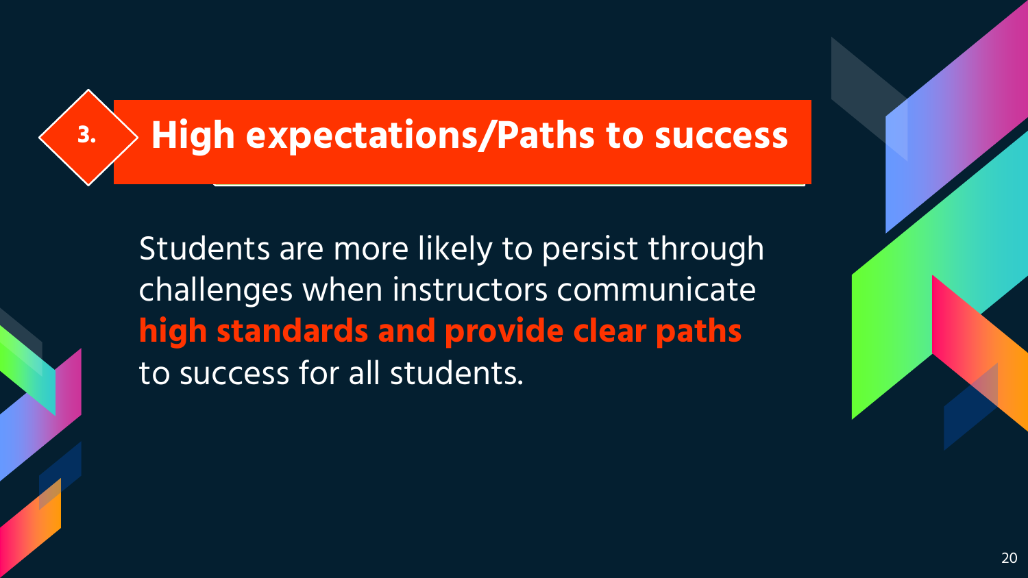## 3. High expectations/Paths to success

Students are more likely to persist through challenges when instructors communicate **high standards and provide clear paths** to success for all students.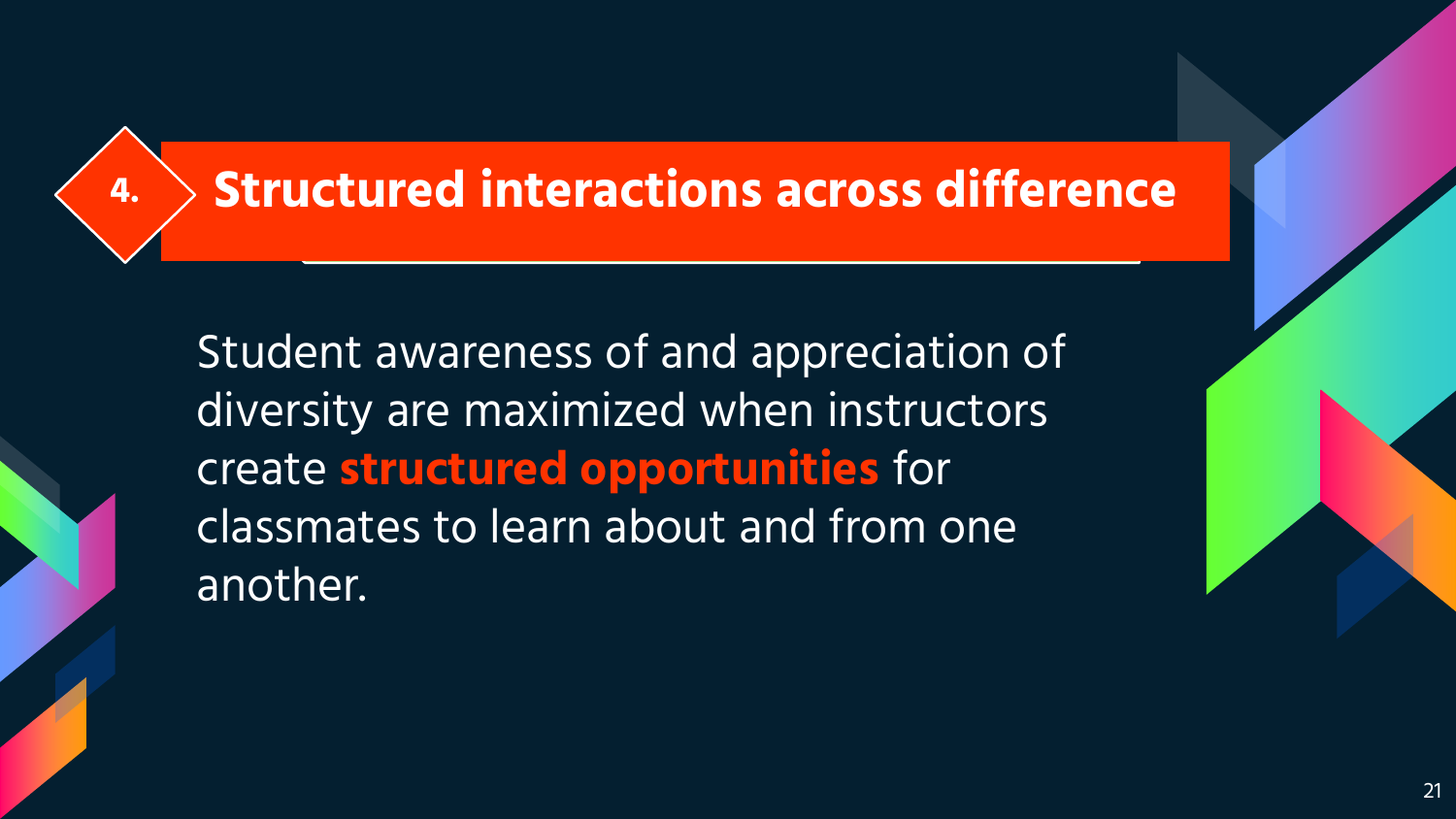## 4. Structured interactions across difference

Student awareness of and appreciation of diversity are maximized when instructors create **structured opportunities** for classmates to learn about and from one another.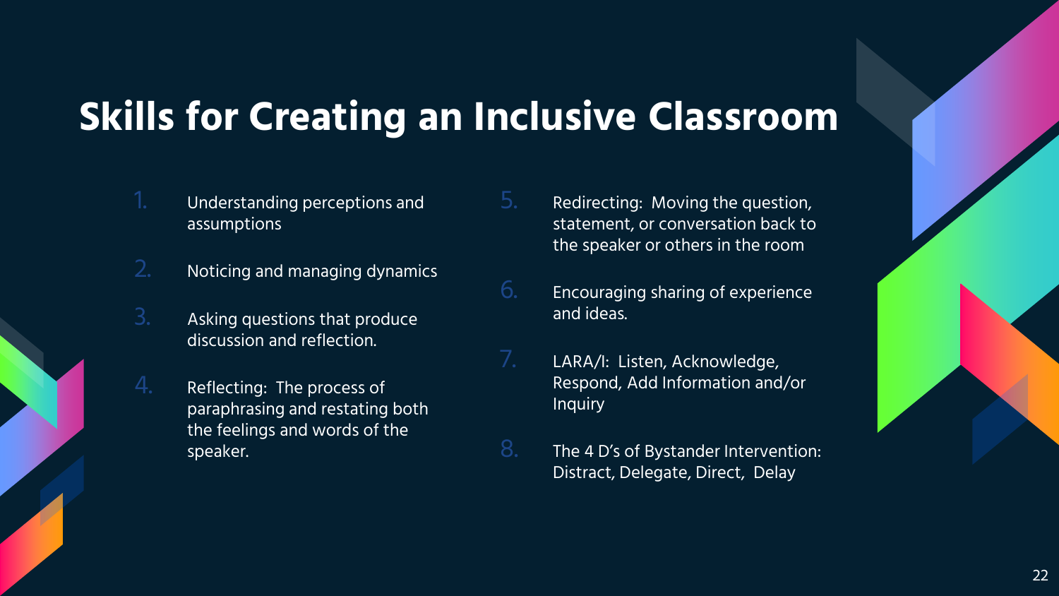# Skills for Creating an Inclusive Classroom

1. Understanding perceptions and assumptions
2. Noticing and managing dynamics
3. Asking questions that produce discussion and reflection.
4. Reflecting: The process of paraphrasing and restating both the feelings and words of the speaker.
5. Redirecting: Moving the question, statement, or conversation back to the speaker or others in the room
6. Encouraging sharing of experience and ideas.
7. LARA/I: Listen, Acknowledge, Respond, Add Information and/or Inquiry
8. The 4 D's of Bystander Intervention: Distract, Delegate, Direct, Delay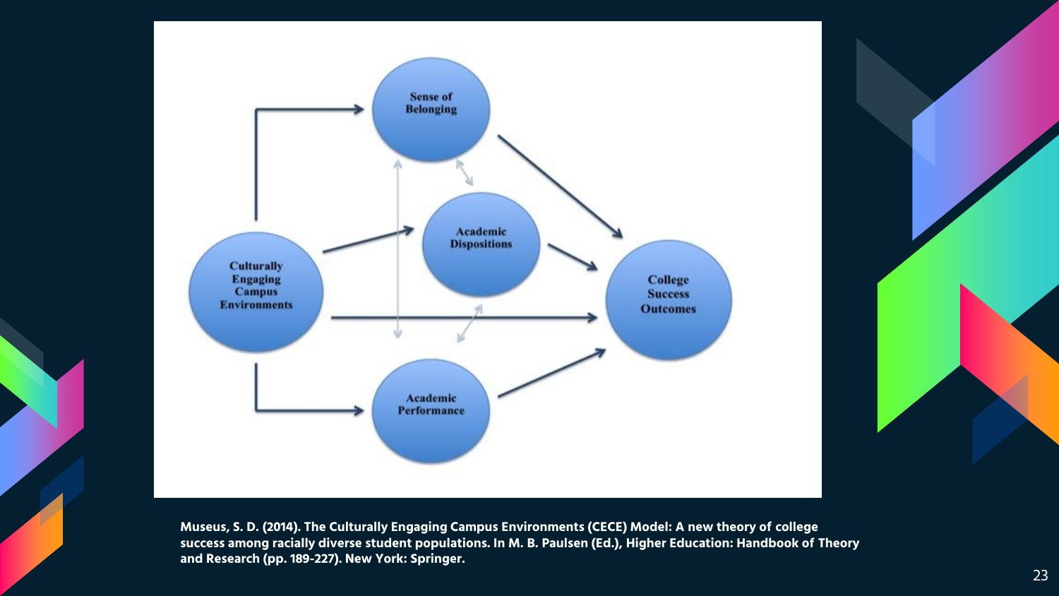Sense of Belonging

Academic Dispositions

Culturally Engaging Campus Environments

College Success Outcomes

Academic Performance

**Museus, S. D. (2014). The Culturally Engaging Campus Environments (CECE) Model: A new theory of college success among racially diverse student populations. In M. B. Paulsen (Ed.), Higher Education: Handbook of Theory and Research (pp. 189-227). New York: Springer.**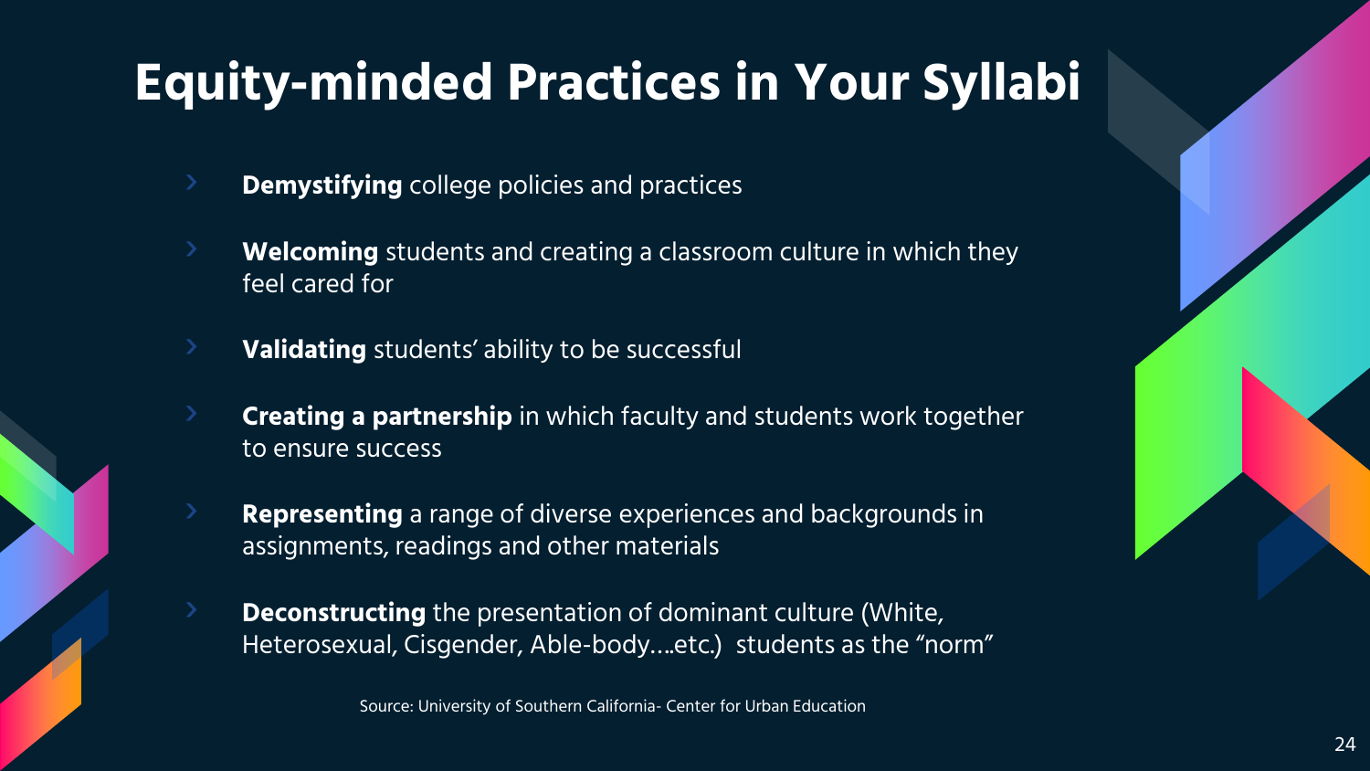# Equity-minded Practices in Your Syllabi

- **Demystifying** college policies and practices
- **Welcoming** students and creating a classroom culture in which they feel cared for
- **Validating** students' ability to be successful
- **Creating a partnership** in which faculty and students work together to ensure success
- **Representing** a range of diverse experiences and backgrounds in assignments, readings and other materials
- **Deconstructing** the presentation of dominant culture (White, Heterosexual, Cisgender, Able-body….etc.) students as the "norm"

Source: University of Southern California- Center for Urban Education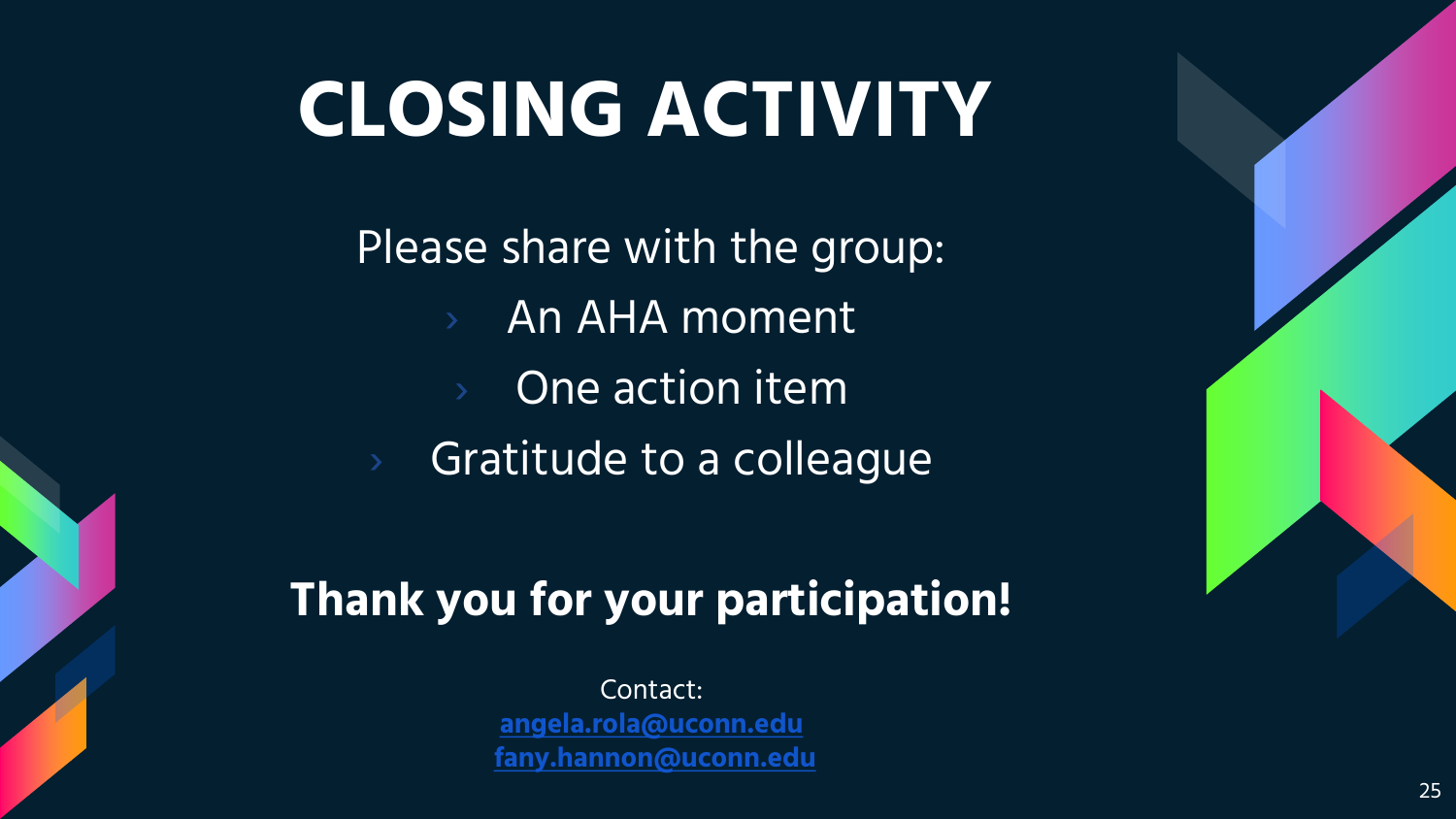# CLOSING ACTIVITY

Please share with the group:

- An AHA moment
- One action item
- Gratitude to a colleague

**Thank you for your participation!**

Contact:
angela.rola@uconn.edu
fany.hannon@uconn.edu